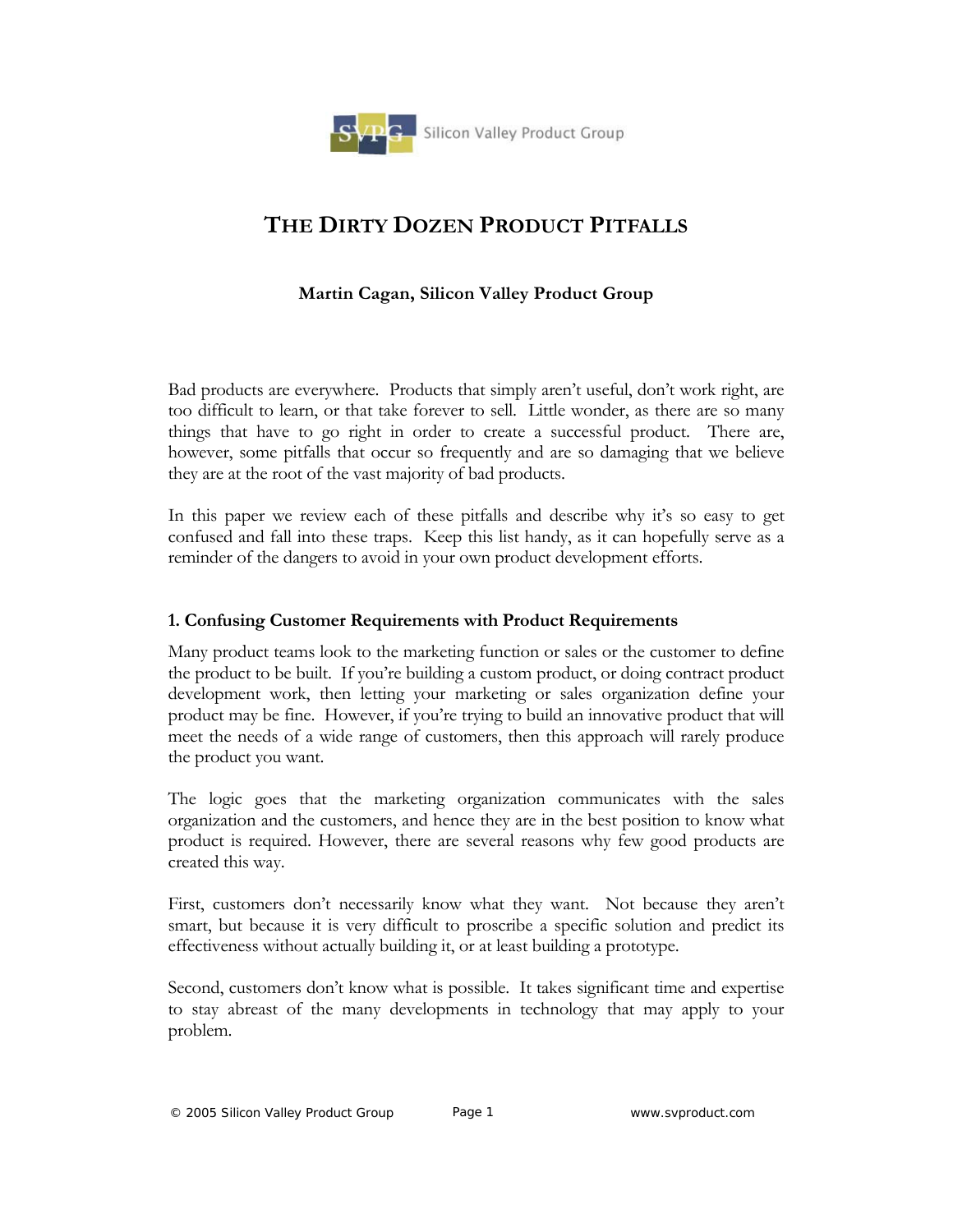Silicon Valley Product Group

# THE DIRTY DOZEN PRODUCT PITFALLS

**Martin Cagan, Silicon Valley Product Group**

Bad products are everywhere. Products that simply aren't useful, don't work right, are too difficult to learn, or that take forever to sell. Little wonder, as there are so many things that have to go right in order to create a successful product. There are, however, some pitfalls that occur so frequently and are so damaging that we believe they are at the root of the vast majority of bad products.

In this paper we review each of these pitfalls and describe why it's so easy to get confused and fall into these traps. Keep this list handy, as it can hopefully serve as a reminder of the dangers to avoid in your own product development efforts.

### 1. Confusing Customer Requirements with Product Requirements

Many product teams look to the marketing function or sales or the customer to define the product to be built. If you're building a custom product, or doing contract product development work, then letting your marketing or sales organization define your product may be fine. However, if you're trying to build an innovative product that will meet the needs of a wide range of customers, then this approach will rarely produce the product you want.

The logic goes that the marketing organization communicates with the sales organization and the customers, and hence they are in the best position to know what product is required. However, there are several reasons why few good products are created this way.

First, customers don't necessarily know what they want. Not because they aren't smart, but because it is very difficult to proscribe a specific solution and predict its effectiveness without actually building it, or at least building a prototype.

Second, customers don't know what is possible. It takes significant time and expertise to stay abreast of the many developments in technology that may apply to your problem.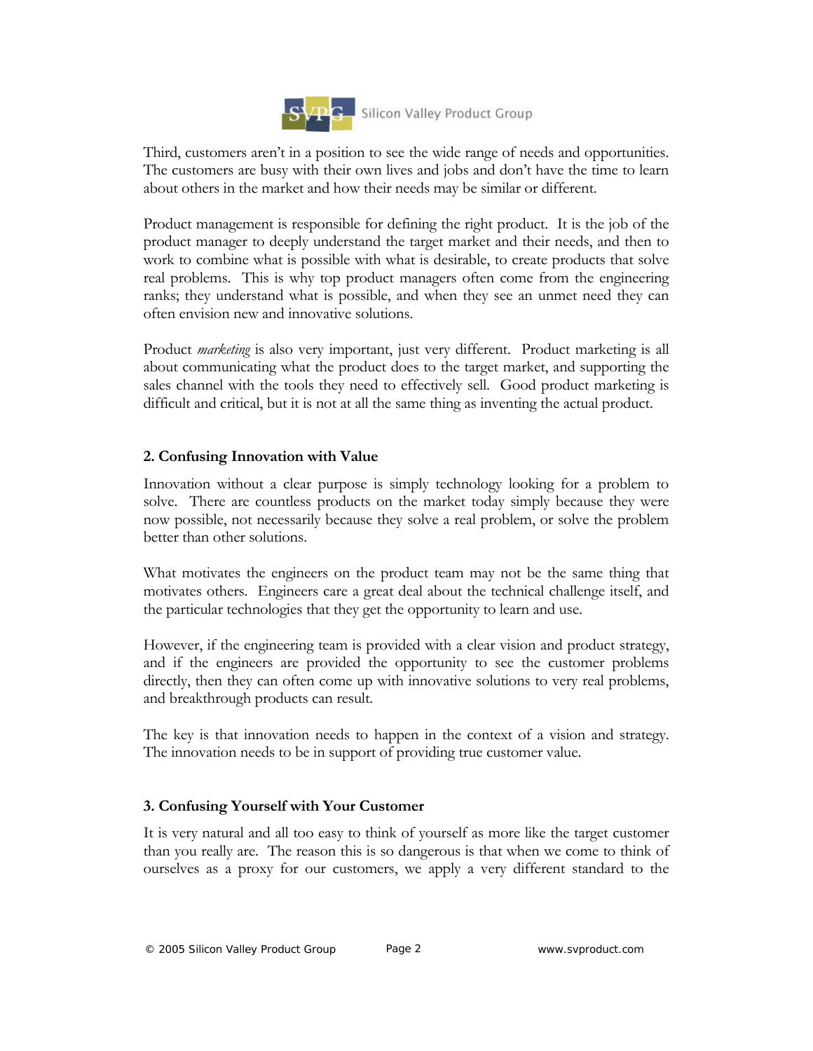Third, customers aren't in a position to see the wide range of needs and opportunities. The customers are busy with their own lives and jobs and don't have the time to learn about others in the market and how their needs may be similar or different.

Product management is responsible for defining the right product. It is the job of the product manager to deeply understand the target market and their needs, and then to work to combine what is possible with what is desirable, to create products that solve real problems. This is why top product managers often come from the engineering ranks; they understand what is possible, and when they see an unmet need they can often envision new and innovative solutions.

Product *marketing* is also very important, just very different. Product marketing is all about communicating what the product does to the target market, and supporting the sales channel with the tools they need to effectively sell. Good product marketing is difficult and critical, but it is not at all the same thing as inventing the actual product.

**2. Confusing Innovation with Value**

Innovation without a clear purpose is simply technology looking for a problem to solve. There are countless products on the market today simply because they were now possible, not necessarily because they solve a real problem, or solve the problem better than other solutions.

What motivates the engineers on the product team may not be the same thing that motivates others. Engineers care a great deal about the technical challenge itself, and the particular technologies that they get the opportunity to learn and use.

However, if the engineering team is provided with a clear vision and product strategy, and if the engineers are provided the opportunity to see the customer problems directly, then they can often come up with innovative solutions to very real problems, and breakthrough products can result.

The key is that innovation needs to happen in the context of a vision and strategy. The innovation needs to be in support of providing true customer value.

**3. Confusing Yourself with Your Customer**

It is very natural and all too easy to think of yourself as more like the target customer than you really are. The reason this is so dangerous is that when we come to think of ourselves as a proxy for our customers, we apply a very different standard to the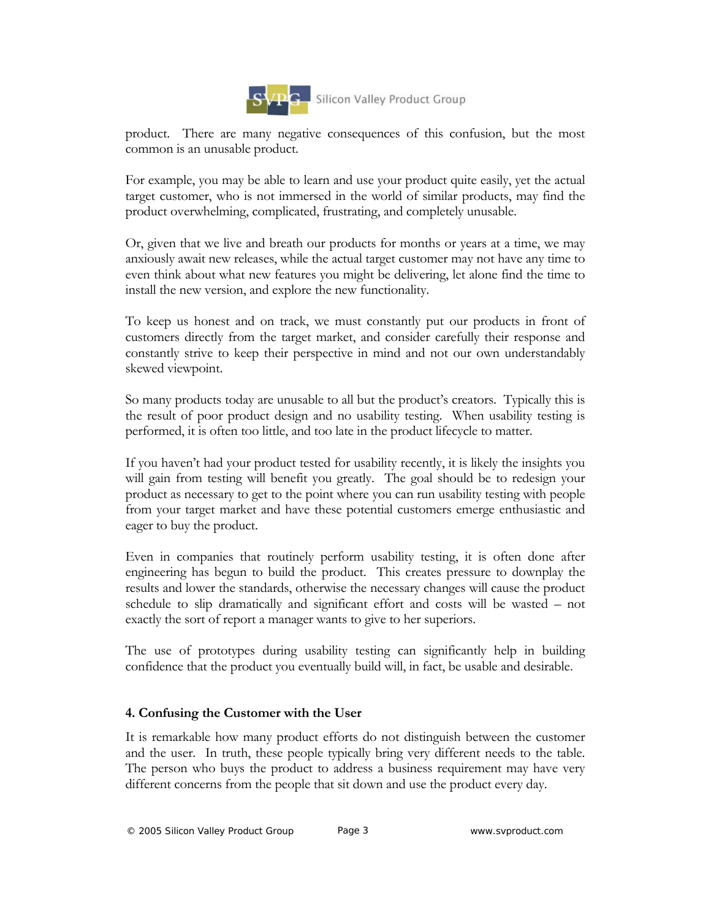product. There are many negative consequences of this confusion, but the most common is an unusable product.

For example, you may be able to learn and use your product quite easily, yet the actual target customer, who is not immersed in the world of similar products, may find the product overwhelming, complicated, frustrating, and completely unusable.

Or, given that we live and breath our products for months or years at a time, we may anxiously await new releases, while the actual target customer may not have any time to even think about what new features you might be delivering, let alone find the time to install the new version, and explore the new functionality.

To keep us honest and on track, we must constantly put our products in front of customers directly from the target market, and consider carefully their response and constantly strive to keep their perspective in mind and not our own understandably skewed viewpoint.

So many products today are unusable to all but the product's creators. Typically this is the result of poor product design and no usability testing. When usability testing is performed, it is often too little, and too late in the product lifecycle to matter.

If you haven't had your product tested for usability recently, it is likely the insights you will gain from testing will benefit you greatly. The goal should be to redesign your product as necessary to get to the point where you can run usability testing with people from your target market and have these potential customers emerge enthusiastic and eager to buy the product.

Even in companies that routinely perform usability testing, it is often done after engineering has begun to build the product. This creates pressure to downplay the results and lower the standards, otherwise the necessary changes will cause the product schedule to slip dramatically and significant effort and costs will be wasted – not exactly the sort of report a manager wants to give to her superiors.

The use of prototypes during usability testing can significantly help in building confidence that the product you eventually build will, in fact, be usable and desirable.

### 4. Confusing the Customer with the User

It is remarkable how many product efforts do not distinguish between the customer and the user. In truth, these people typically bring very different needs to the table. The person who buys the product to address a business requirement may have very different concerns from the people that sit down and use the product every day.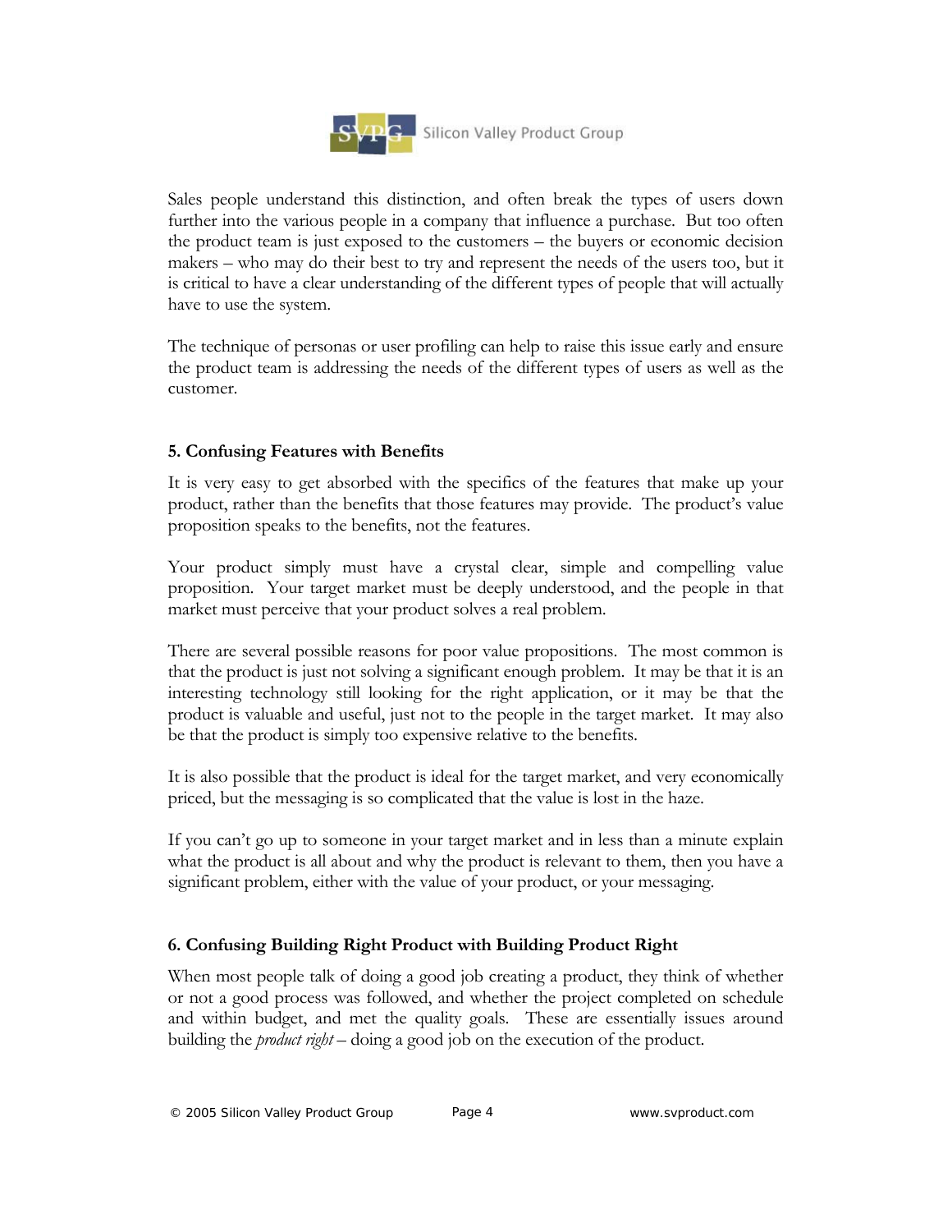Sales people understand this distinction, and often break the types of users down further into the various people in a company that influence a purchase. But too often the product team is just exposed to the customers – the buyers or economic decision makers – who may do their best to try and represent the needs of the users too, but it is critical to have a clear understanding of the different types of people that will actually have to use the system.

The technique of personas or user profiling can help to raise this issue early and ensure the product team is addressing the needs of the different types of users as well as the customer.

### 5. Confusing Features with Benefits

It is very easy to get absorbed with the specifics of the features that make up your product, rather than the benefits that those features may provide. The product's value proposition speaks to the benefits, not the features.

Your product simply must have a crystal clear, simple and compelling value proposition. Your target market must be deeply understood, and the people in that market must perceive that your product solves a real problem.

There are several possible reasons for poor value propositions. The most common is that the product is just not solving a significant enough problem. It may be that it is an interesting technology still looking for the right application, or it may be that the product is valuable and useful, just not to the people in the target market. It may also be that the product is simply too expensive relative to the benefits.

It is also possible that the product is ideal for the target market, and very economically priced, but the messaging is so complicated that the value is lost in the haze.

If you can't go up to someone in your target market and in less than a minute explain what the product is all about and why the product is relevant to them, then you have a significant problem, either with the value of your product, or your messaging.

### 6. Confusing Building Right Product with Building Product Right

When most people talk of doing a good job creating a product, they think of whether or not a good process was followed, and whether the project completed on schedule and within budget, and met the quality goals. These are essentially issues around building the *product right* – doing a good job on the execution of the product.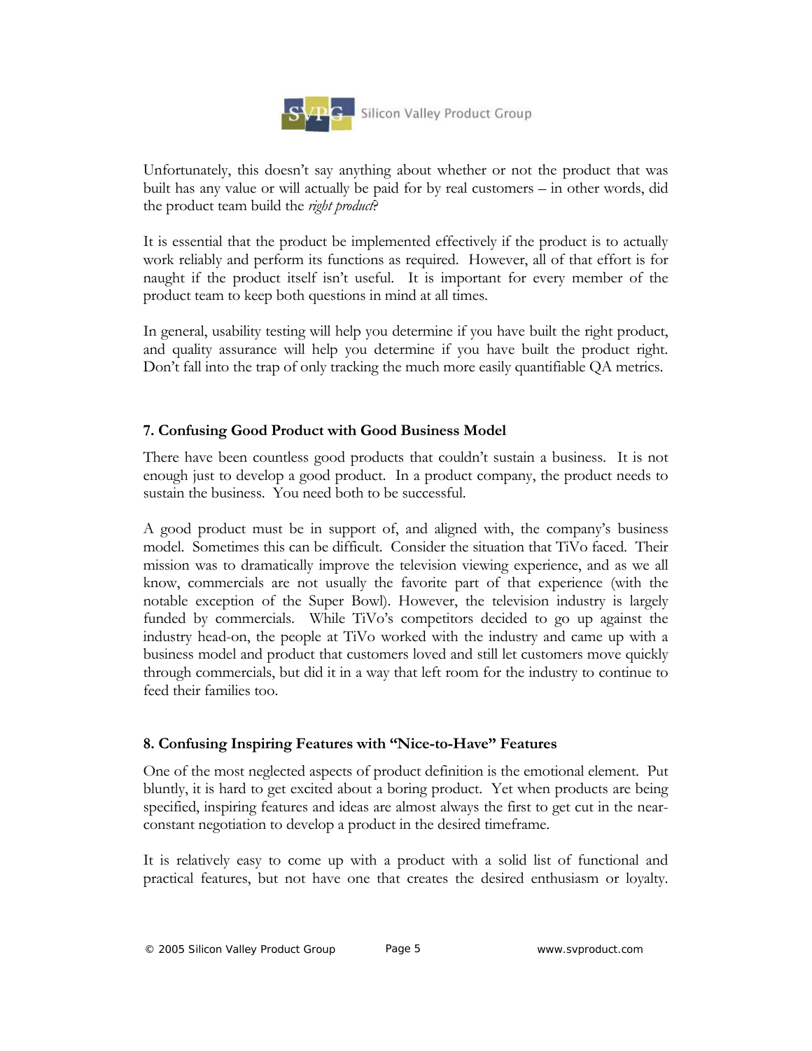Unfortunately, this doesn't say anything about whether or not the product that was built has any value or will actually be paid for by real customers – in other words, did the product team build the *right product*?

It is essential that the product be implemented effectively if the product is to actually work reliably and perform its functions as required. However, all of that effort is for naught if the product itself isn't useful. It is important for every member of the product team to keep both questions in mind at all times.

In general, usability testing will help you determine if you have built the right product, and quality assurance will help you determine if you have built the product right. Don't fall into the trap of only tracking the much more easily quantifiable QA metrics.

### 7. Confusing Good Product with Good Business Model

There have been countless good products that couldn't sustain a business. It is not enough just to develop a good product. In a product company, the product needs to sustain the business. You need both to be successful.

A good product must be in support of, and aligned with, the company's business model. Sometimes this can be difficult. Consider the situation that TiVo faced. Their mission was to dramatically improve the television viewing experience, and as we all know, commercials are not usually the favorite part of that experience (with the notable exception of the Super Bowl). However, the television industry is largely funded by commercials. While TiVo's competitors decided to go up against the industry head-on, the people at TiVo worked with the industry and came up with a business model and product that customers loved and still let customers move quickly through commercials, but did it in a way that left room for the industry to continue to feed their families too.

### 8. Confusing Inspiring Features with "Nice-to-Have" Features

One of the most neglected aspects of product definition is the emotional element. Put bluntly, it is hard to get excited about a boring product. Yet when products are being specified, inspiring features and ideas are almost always the first to get cut in the near-constant negotiation to develop a product in the desired timeframe.

It is relatively easy to come up with a product with a solid list of functional and practical features, but not have one that creates the desired enthusiasm or loyalty.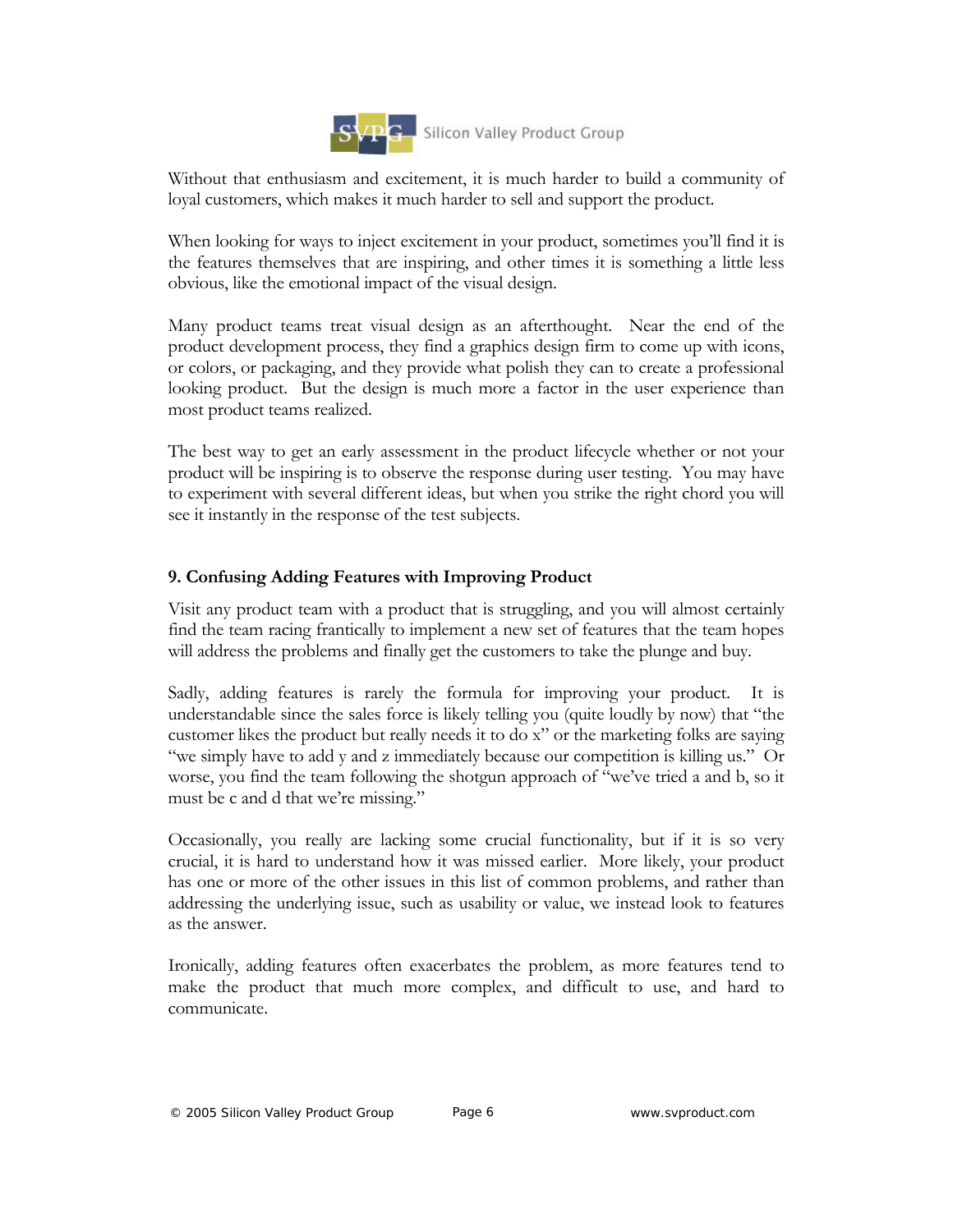Without that enthusiasm and excitement, it is much harder to build a community of loyal customers, which makes it much harder to sell and support the product.

When looking for ways to inject excitement in your product, sometimes you'll find it is the features themselves that are inspiring, and other times it is something a little less obvious, like the emotional impact of the visual design.

Many product teams treat visual design as an afterthought. Near the end of the product development process, they find a graphics design firm to come up with icons, or colors, or packaging, and they provide what polish they can to create a professional looking product. But the design is much more a factor in the user experience than most product teams realized.

The best way to get an early assessment in the product lifecycle whether or not your product will be inspiring is to observe the response during user testing. You may have to experiment with several different ideas, but when you strike the right chord you will see it instantly in the response of the test subjects.

### 9. Confusing Adding Features with Improving Product

Visit any product team with a product that is struggling, and you will almost certainly find the team racing frantically to implement a new set of features that the team hopes will address the problems and finally get the customers to take the plunge and buy.

Sadly, adding features is rarely the formula for improving your product. It is understandable since the sales force is likely telling you (quite loudly by now) that "the customer likes the product but really needs it to do x" or the marketing folks are saying "we simply have to add y and z immediately because our competition is killing us." Or worse, you find the team following the shotgun approach of "we've tried a and b, so it must be c and d that we're missing."

Occasionally, you really are lacking some crucial functionality, but if it is so very crucial, it is hard to understand how it was missed earlier. More likely, your product has one or more of the other issues in this list of common problems, and rather than addressing the underlying issue, such as usability or value, we instead look to features as the answer.

Ironically, adding features often exacerbates the problem, as more features tend to make the product that much more complex, and difficult to use, and hard to communicate.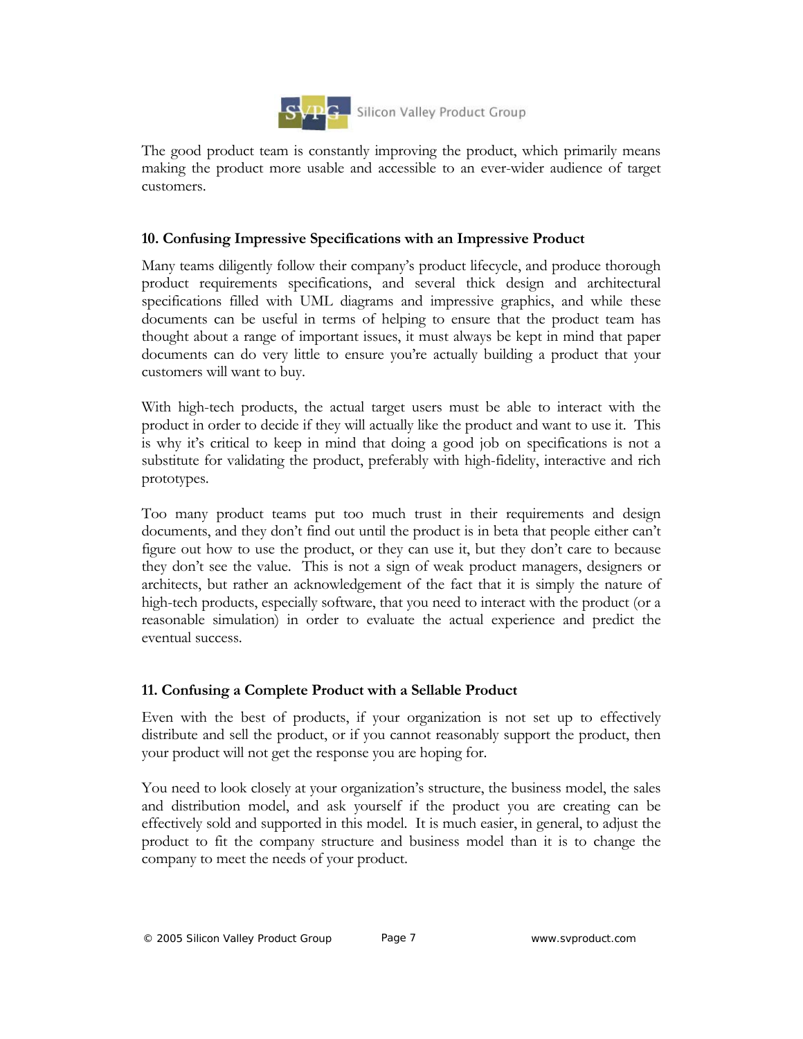The good product team is constantly improving the product, which primarily means making the product more usable and accessible to an ever-wider audience of target customers.

### 10. Confusing Impressive Specifications with an Impressive Product

Many teams diligently follow their company's product lifecycle, and produce thorough product requirements specifications, and several thick design and architectural specifications filled with UML diagrams and impressive graphics, and while these documents can be useful in terms of helping to ensure that the product team has thought about a range of important issues, it must always be kept in mind that paper documents can do very little to ensure you're actually building a product that your customers will want to buy.

With high-tech products, the actual target users must be able to interact with the product in order to decide if they will actually like the product and want to use it. This is why it's critical to keep in mind that doing a good job on specifications is not a substitute for validating the product, preferably with high-fidelity, interactive and rich prototypes.

Too many product teams put too much trust in their requirements and design documents, and they don't find out until the product is in beta that people either can't figure out how to use the product, or they can use it, but they don't care to because they don't see the value. This is not a sign of weak product managers, designers or architects, but rather an acknowledgement of the fact that it is simply the nature of high-tech products, especially software, that you need to interact with the product (or a reasonable simulation) in order to evaluate the actual experience and predict the eventual success.

### 11. Confusing a Complete Product with a Sellable Product

Even with the best of products, if your organization is not set up to effectively distribute and sell the product, or if you cannot reasonably support the product, then your product will not get the response you are hoping for.

You need to look closely at your organization's structure, the business model, the sales and distribution model, and ask yourself if the product you are creating can be effectively sold and supported in this model. It is much easier, in general, to adjust the product to fit the company structure and business model than it is to change the company to meet the needs of your product.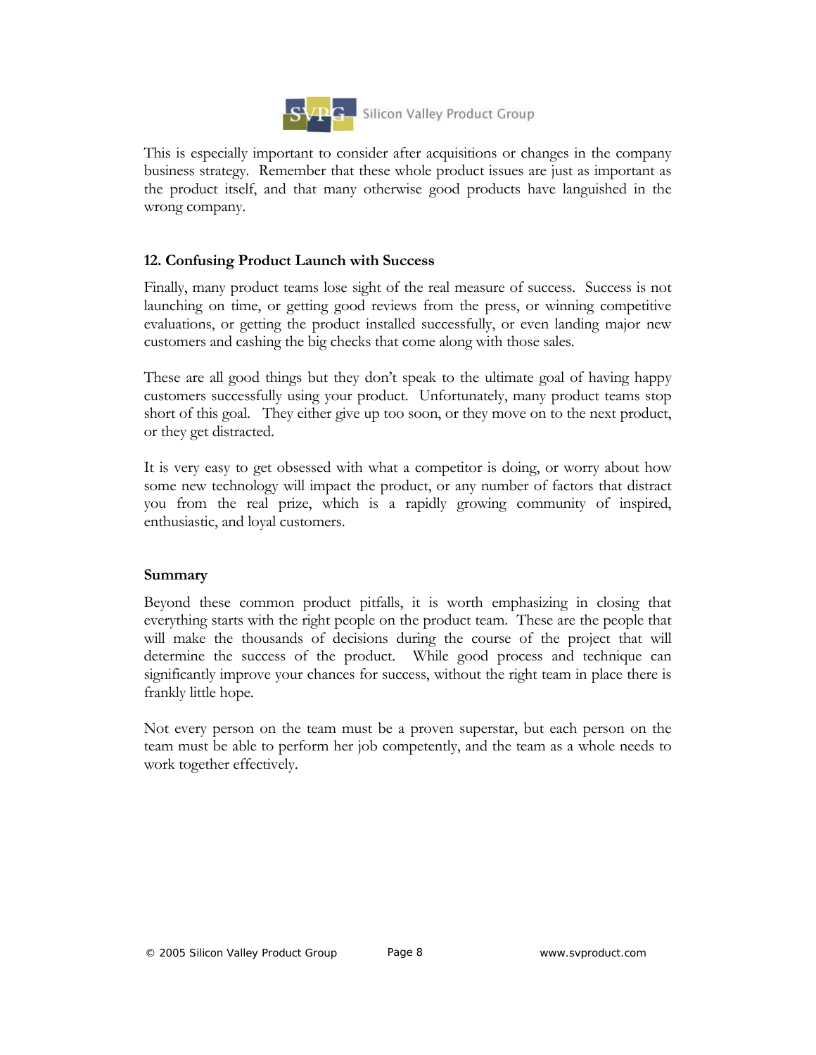This is especially important to consider after acquisitions or changes in the company business strategy. Remember that these whole product issues are just as important as the product itself, and that many otherwise good products have languished in the wrong company.

### 12. Confusing Product Launch with Success

Finally, many product teams lose sight of the real measure of success. Success is not launching on time, or getting good reviews from the press, or winning competitive evaluations, or getting the product installed successfully, or even landing major new customers and cashing the big checks that come along with those sales.

These are all good things but they don't speak to the ultimate goal of having happy customers successfully using your product. Unfortunately, many product teams stop short of this goal. They either give up too soon, or they move on to the next product, or they get distracted.

It is very easy to get obsessed with what a competitor is doing, or worry about how some new technology will impact the product, or any number of factors that distract you from the real prize, which is a rapidly growing community of inspired, enthusiastic, and loyal customers.

### Summary

Beyond these common product pitfalls, it is worth emphasizing in closing that everything starts with the right people on the product team. These are the people that will make the thousands of decisions during the course of the project that will determine the success of the product. While good process and technique can significantly improve your chances for success, without the right team in place there is frankly little hope.

Not every person on the team must be a proven superstar, but each person on the team must be able to perform her job competently, and the team as a whole needs to work together effectively.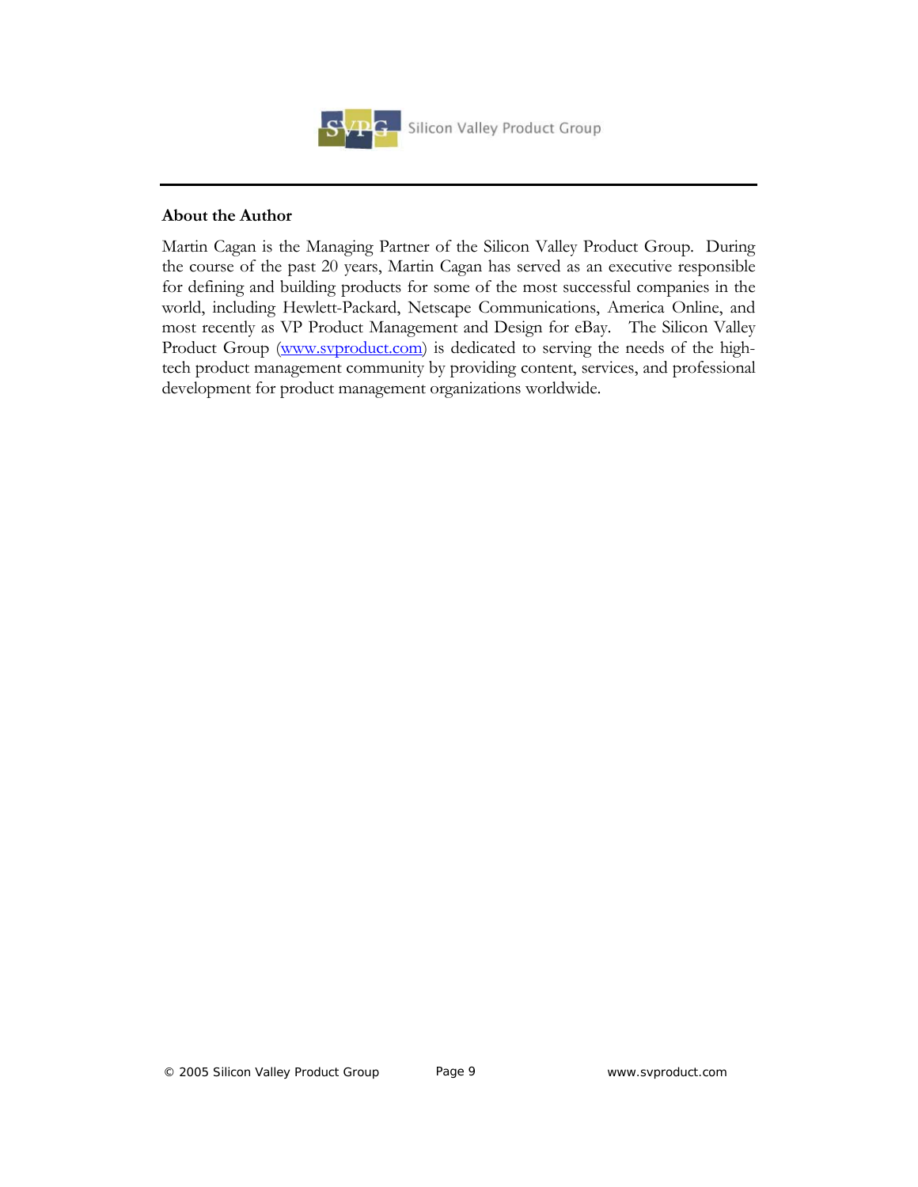**About the Author**

Martin Cagan is the Managing Partner of the Silicon Valley Product Group. During the course of the past 20 years, Martin Cagan has served as an executive responsible for defining and building products for some of the most successful companies in the world, including Hewlett-Packard, Netscape Communications, America Online, and most recently as VP Product Management and Design for eBay. The Silicon Valley Product Group (www.svproduct.com) is dedicated to serving the needs of the high-tech product management community by providing content, services, and professional development for product management organizations worldwide.